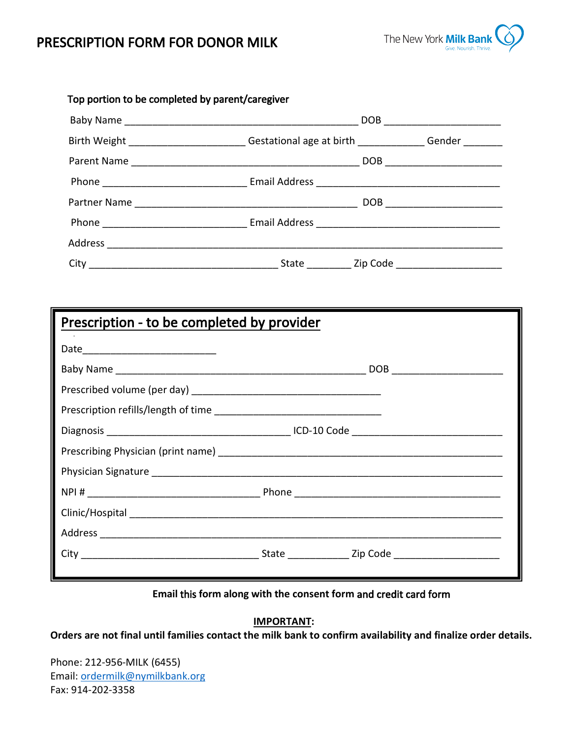# PRESCRIPTION FORM FOR DONOR MILK

The New York **Milk Bank**
Give. Nourish. Thrive.

**Top portion to be completed by parent/caregiver**

Baby Name ________________________________________ DOB ____________________

Birth Weight ____________________ Gestational age at birth ___________ Gender _______

Parent Name ________________________________________ DOB ____________________

Phone _________________________ Email Address ______________________________

Partner Name _______________________________________ DOB ____________________

Phone _________________________ Email Address ______________________________

Address _____________________________________________________________________

City ________________________________ State ________ Zip Code __________________

## Prescription - to be completed by provider

Date_______________________

Baby Name _____________________________________________ DOB ___________________

Prescribed volume (per day) ___________________________________

Prescription refills/length of time ______________________________

Diagnosis __________________________________ ICD-10 Code ___________________________

Prescribing Physician (print name) ____________________________________________________

Physician Signature ________________________________________________________________

NPI # ________________________________ Phone _____________________________________

Clinic/Hospital _____________________________________________________________________

Address ___________________________________________________________________________

City _________________________________ State ___________ Zip Code ___________________

**Email this form along with the consent form and credit card form**

**IMPORTANT:**
**Orders are not final until families contact the milk bank to confirm availability and finalize order details.**

Phone: 212-956-MILK (6455)
Email: ordermilk@nymilkbank.org
Fax: 914-202-3358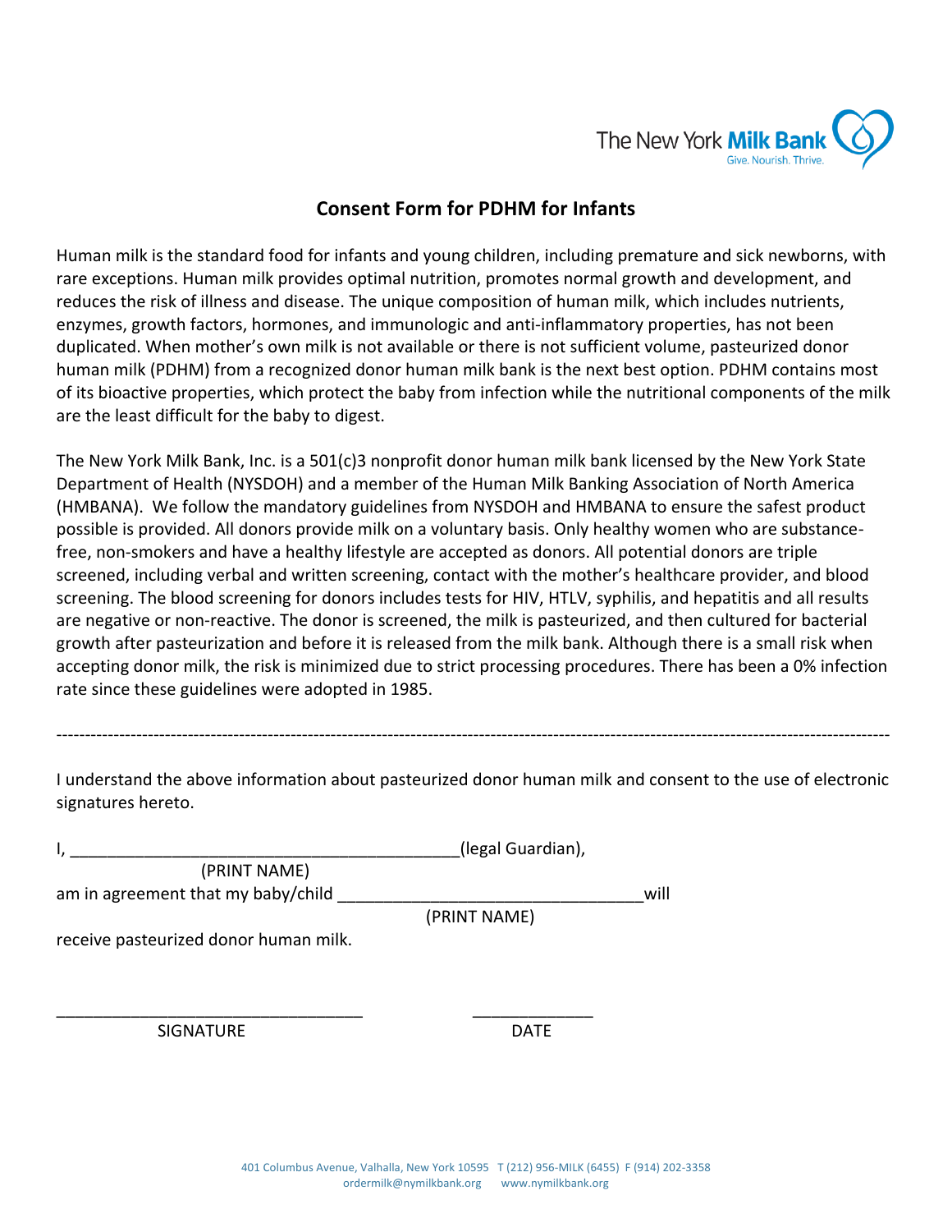The New York **Milk Bank**
Give. Nourish. Thrive.

## Consent Form for PDHM for Infants

Human milk is the standard food for infants and young children, including premature and sick newborns, with rare exceptions. Human milk provides optimal nutrition, promotes normal growth and development, and reduces the risk of illness and disease. The unique composition of human milk, which includes nutrients, enzymes, growth factors, hormones, and immunologic and anti-inflammatory properties, has not been duplicated. When mother's own milk is not available or there is not sufficient volume, pasteurized donor human milk (PDHM) from a recognized donor human milk bank is the next best option. PDHM contains most of its bioactive properties, which protect the baby from infection while the nutritional components of the milk are the least difficult for the baby to digest.

The New York Milk Bank, Inc. is a 501(c)3 nonprofit donor human milk bank licensed by the New York State Department of Health (NYSDOH) and a member of the Human Milk Banking Association of North America (HMBANA). We follow the mandatory guidelines from NYSDOH and HMBANA to ensure the safest product possible is provided. All donors provide milk on a voluntary basis. Only healthy women who are substance-free, non-smokers and have a healthy lifestyle are accepted as donors. All potential donors are triple screened, including verbal and written screening, contact with the mother's healthcare provider, and blood screening. The blood screening for donors includes tests for HIV, HTLV, syphilis, and hepatitis and all results are negative or non-reactive. The donor is screened, the milk is pasteurized, and then cultured for bacterial growth after pasteurization and before it is released from the milk bank. Although there is a small risk when accepting donor milk, the risk is minimized due to strict processing procedures. There has been a 0% infection rate since these guidelines were adopted in 1985.

---

I understand the above information about pasteurized donor human milk and consent to the use of electronic signatures hereto.

I, ___________________________________________(legal Guardian),
(PRINT NAME)
am in agreement that my baby/child _________________________________will
(PRINT NAME)
receive pasteurized donor human milk.

_________________________________ _____________
SIGNATURE DATE

401 Columbus Avenue, Valhalla, New York 10595 T (212) 956-MILK (6455) F (914) 202-3358
ordermilk@nymilkbank.org www.nymilkbank.org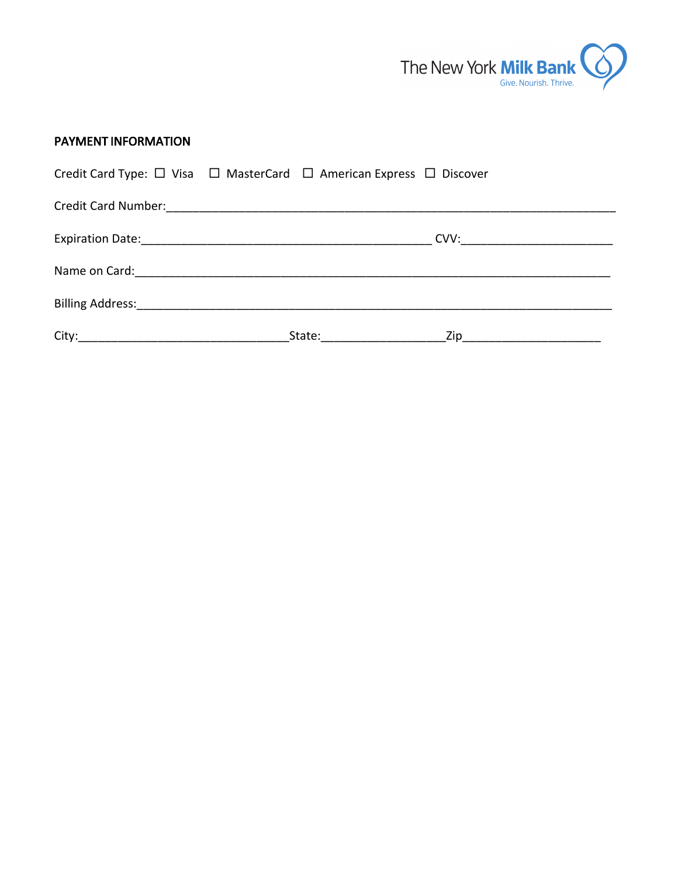The New York **Milk Bank**
Give. Nourish. Thrive.

**PAYMENT INFORMATION**

Credit Card Type: ☐ Visa ☐ MasterCard ☐ American Express ☐ Discover

Credit Card Number:_______________________________________________________________________

Expiration Date:_____________________________________________ CVV:_______________________

Name on Card:__________________________________________________________________________

Billing Address:_________________________________________________________________________

City:________________________________State:___________________Zip_____________________